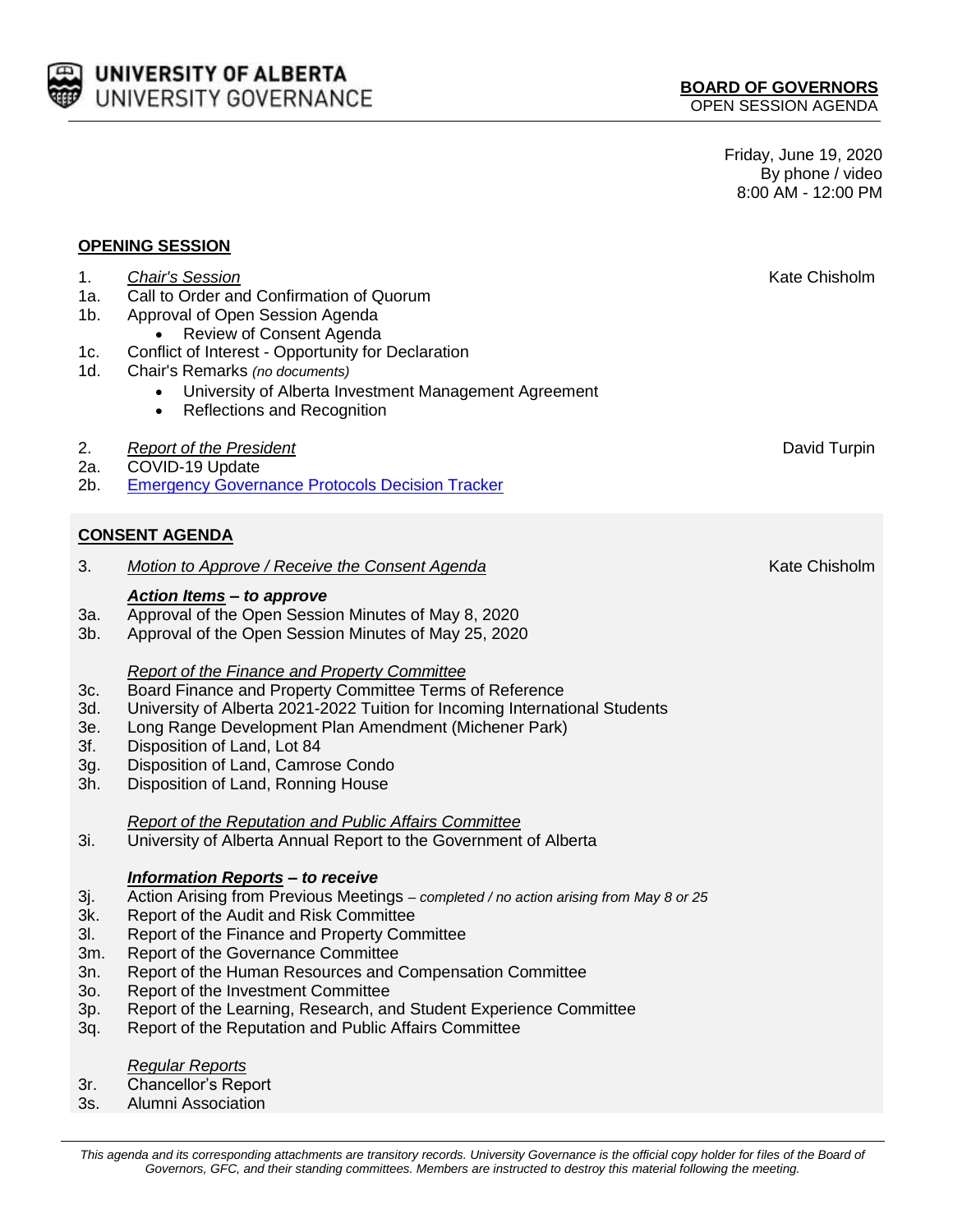UNIVERSITY OF ALBERTA
UNIVERSITY GOVERNANCE

**BOARD OF GOVERNORS**
OPEN SESSION AGENDA

Friday, June 19, 2020
By phone / video
8:00 AM - 12:00 PM

## OPENING SESSION

1. *Chair's Session* — Kate Chisholm
1a. Call to Order and Confirmation of Quorum
1b. Approval of Open Session Agenda
   - Review of Consent Agenda
1c. Conflict of Interest - Opportunity for Declaration
1d. Chair's Remarks *(no documents)*
   - University of Alberta Investment Management Agreement
   - Reflections and Recognition

2. *Report of the President* — David Turpin
2a. COVID-19 Update
2b. Emergency Governance Protocols Decision Tracker

## CONSENT AGENDA

3. *Motion to Approve / Receive the Consent Agenda* — Kate Chisholm

***Action Items* – to approve**

3a. Approval of the Open Session Minutes of May 8, 2020
3b. Approval of the Open Session Minutes of May 25, 2020

*Report of the Finance and Property Committee*

3c. Board Finance and Property Committee Terms of Reference
3d. University of Alberta 2021-2022 Tuition for Incoming International Students
3e. Long Range Development Plan Amendment (Michener Park)
3f. Disposition of Land, Lot 84
3g. Disposition of Land, Camrose Condo
3h. Disposition of Land, Ronning House

*Report of the Reputation and Public Affairs Committee*

3i. University of Alberta Annual Report to the Government of Alberta

***Information Reports* – to receive**

3j. Action Arising from Previous Meetings *– completed / no action arising from May 8 or 25*
3k. Report of the Audit and Risk Committee
3l. Report of the Finance and Property Committee
3m. Report of the Governance Committee
3n. Report of the Human Resources and Compensation Committee
3o. Report of the Investment Committee
3p. Report of the Learning, Research, and Student Experience Committee
3q. Report of the Reputation and Public Affairs Committee

*Regular Reports*

3r. Chancellor's Report
3s. Alumni Association

*This agenda and its corresponding attachments are transitory records. University Governance is the official copy holder for files of the Board of Governors, GFC, and their standing committees. Members are instructed to destroy this material following the meeting.*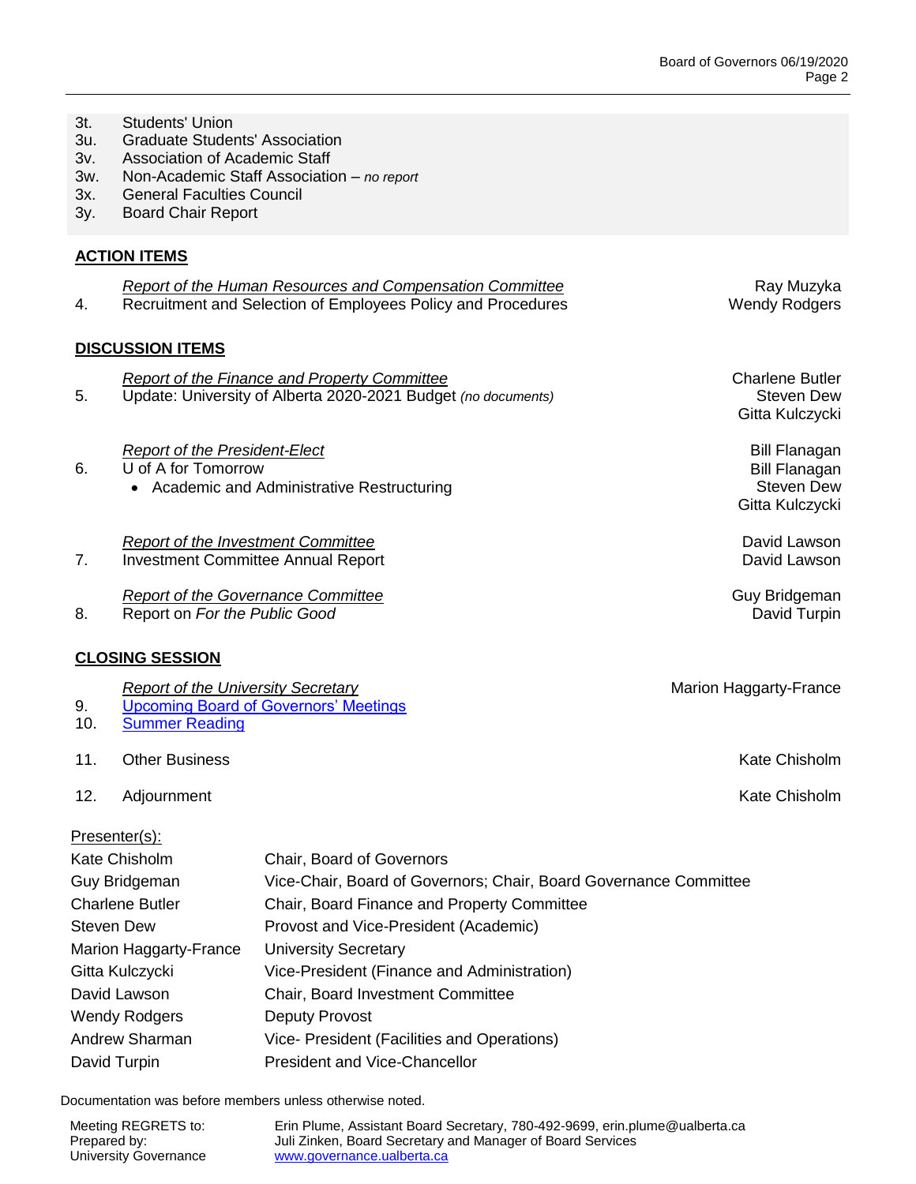3t. Students' Union
3u. Graduate Students' Association
3v. Association of Academic Staff
3w. Non-Academic Staff Association – *no report*
3x. General Faculties Council
3y. Board Chair Report

**ACTION ITEMS**

| | | |
|---|---|---|
| | *Report of the Human Resources and Compensation Committee* | Ray Muzyka |
| 4. | Recruitment and Selection of Employees Policy and Procedures | Wendy Rodgers |

**DISCUSSION ITEMS**

| | | |
|---|---|---|
| | *Report of the Finance and Property Committee* | Charlene Butler |
| 5. | Update: University of Alberta 2020-2021 Budget *(no documents)* | Steven Dew<br>Gitta Kulczycki |
| | *Report of the President-Elect* | Bill Flanagan |
| 6. | U of A for Tomorrow<br>• Academic and Administrative Restructuring | Bill Flanagan<br>Steven Dew<br>Gitta Kulczycki |
| | *Report of the Investment Committee* | David Lawson |
| 7. | Investment Committee Annual Report | David Lawson |
| | *Report of the Governance Committee* | Guy Bridgeman |
| 8. | Report on *For the Public Good* | David Turpin |

**CLOSING SESSION**

| | | |
|---|---|---|
| | *Report of the University Secretary* | Marion Haggarty-France |
| 9. | Upcoming Board of Governors' Meetings | |
| 10. | Summer Reading | |
| 11. | Other Business | Kate Chisholm |
| 12. | Adjournment | Kate Chisholm |

Presenter(s):

| | |
|---|---|
| Kate Chisholm | Chair, Board of Governors |
| Guy Bridgeman | Vice-Chair, Board of Governors; Chair, Board Governance Committee |
| Charlene Butler | Chair, Board Finance and Property Committee |
| Steven Dew | Provost and Vice-President (Academic) |
| Marion Haggarty-France | University Secretary |
| Gitta Kulczycki | Vice-President (Finance and Administration) |
| David Lawson | Chair, Board Investment Committee |
| Wendy Rodgers | Deputy Provost |
| Andrew Sharman | Vice- President (Facilities and Operations) |
| David Turpin | President and Vice-Chancellor |

Documentation was before members unless otherwise noted.

| | |
|---|---|
| Meeting REGRETS to: | Erin Plume, Assistant Board Secretary, 780-492-9699, erin.plume@ualberta.ca |
| Prepared by: | Juli Zinken, Board Secretary and Manager of Board Services |
| University Governance | www.governance.ualberta.ca |